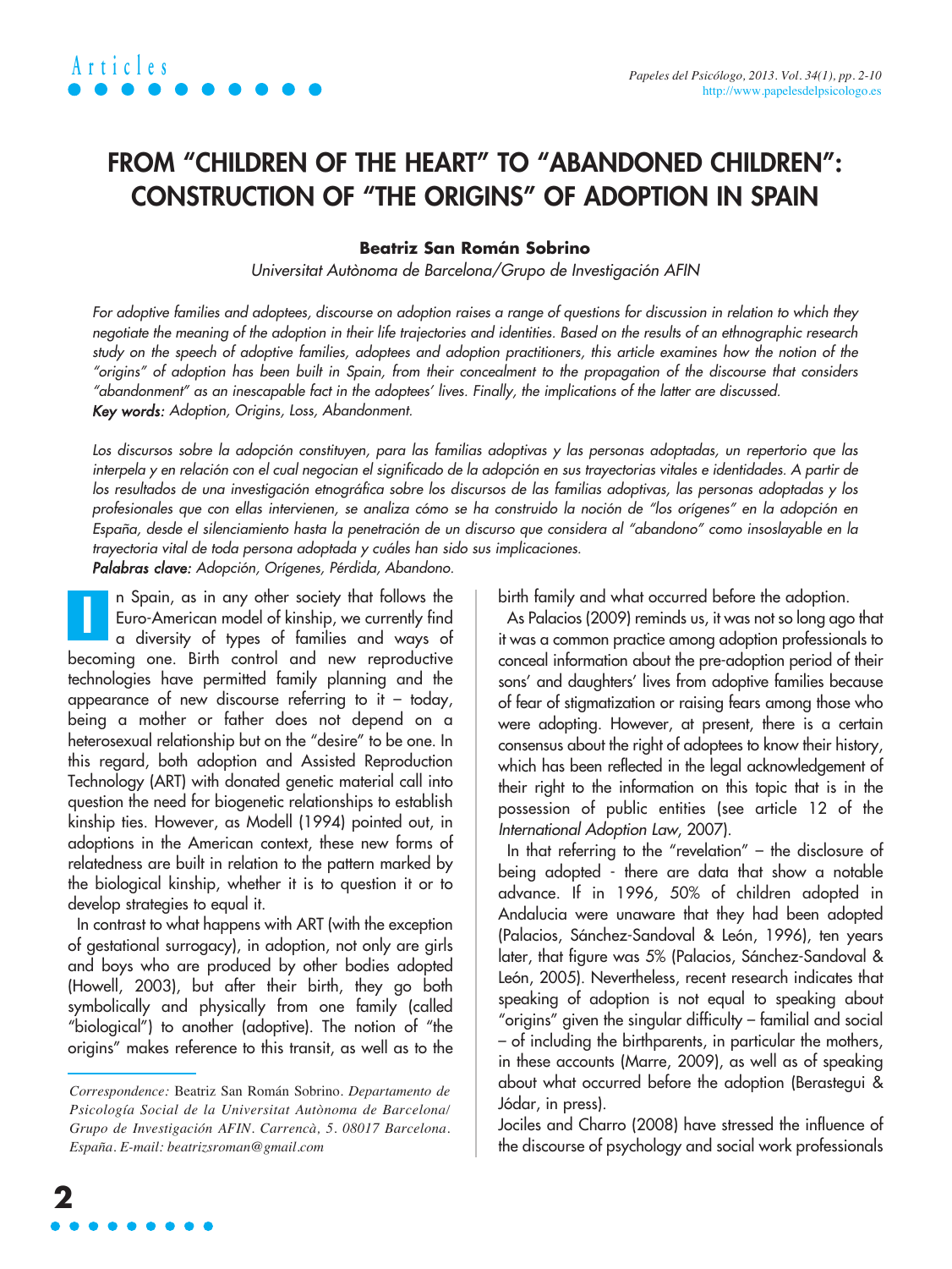# FROM "CHILDREN OF THE HEART" TO "ABANDONED CHILDREN": CONSTRUCTION OF "THE ORIGINS" OF ADOPTION IN SPAIN

**Beatriz San Román Sobrino**

*Universitat Autònoma de Barcelona/Grupo de Investigación AFIN*

*For adoptive families and adoptees, discourse on adoption raises a range of questions for discussion in relation to which they negotiate the meaning of the adoption in their life trajectories and identities. Based on the results of an ethnographic research study on the speech of adoptive families, adoptees and adoption practitioners, this article examines how the notion of the "origins" of adoption has been built in Spain, from their concealment to the propagation of the discourse that considers "abandonment" as an inescapable fact in the adoptees' lives. Finally, the implications of the latter are discussed.*
***Key words:*** *Adoption, Origins, Loss, Abandonment.*

*Los discursos sobre la adopción constituyen, para las familias adoptivas y las personas adoptadas, un repertorio que las interpela y en relación con el cual negocian el significado de la adopción en sus trayectorias vitales e identidades. A partir de los resultados de una investigación etnográfica sobre los discursos de las familias adoptivas, las personas adoptadas y los profesionales que con ellas intervienen, se analiza cómo se ha construido la noción de "los orígenes" en la adopción en España, desde el silenciamiento hasta la penetración de un discurso que considera al "abandono" como insoslayable en la trayectoria vital de toda persona adoptada y cuáles han sido sus implicaciones.*
***Palabras clave:*** *Adopción, Orígenes, Pérdida, Abandono.*

In Spain, as in any other society that follows the Euro-American model of kinship, we currently find a diversity of types of families and ways of becoming one. Birth control and new reproductive technologies have permitted family planning and the appearance of new discourse referring to it – today, being a mother or father does not depend on a heterosexual relationship but on the "desire" to be one. In this regard, both adoption and Assisted Reproduction Technology (ART) with donated genetic material call into question the need for biogenetic relationships to establish kinship ties. However, as Modell (1994) pointed out, in adoptions in the American context, these new forms of relatedness are built in relation to the pattern marked by the biological kinship, whether it is to question it or to develop strategies to equal it.

In contrast to what happens with ART (with the exception of gestational surrogacy), in adoption, not only are girls and boys who are produced by other bodies adopted (Howell, 2003), but after their birth, they go both symbolically and physically from one family (called "biological") to another (adoptive). The notion of "the origins" makes reference to this transit, as well as to the birth family and what occurred before the adoption.

As Palacios (2009) reminds us, it was not so long ago that it was a common practice among adoption professionals to conceal information about the pre-adoption period of their sons' and daughters' lives from adoptive families because of fear of stigmatization or raising fears among those who were adopting. However, at present, there is a certain consensus about the right of adoptees to know their history, which has been reflected in the legal acknowledgement of their right to the information on this topic that is in the possession of public entities (see article 12 of the *International Adoption Law*, 2007).

In that referring to the "revelation" – the disclosure of being adopted - there are data that show a notable advance. If in 1996, 50% of children adopted in Andalucia were unaware that they had been adopted (Palacios, Sánchez-Sandoval & León, 1996), ten years later, that figure was 5% (Palacios, Sánchez-Sandoval & León, 2005). Nevertheless, recent research indicates that speaking of adoption is not equal to speaking about "origins" given the singular difficulty – familial and social – of including the birthparents, in particular the mothers, in these accounts (Marre, 2009), as well as of speaking about what occurred before the adoption (Berastegui & Jódar, in press).

Jociles and Charro (2008) have stressed the influence of the discourse of psychology and social work professionals

*Correspondence:* Beatriz San Román Sobrino. *Departamento de Psicología Social de la Universitat Autònoma de Barcelona/ Grupo de Investigación AFIN. Carrencà, 5. 08017 Barcelona. España. E-mail: beatrizsroman@gmail.com*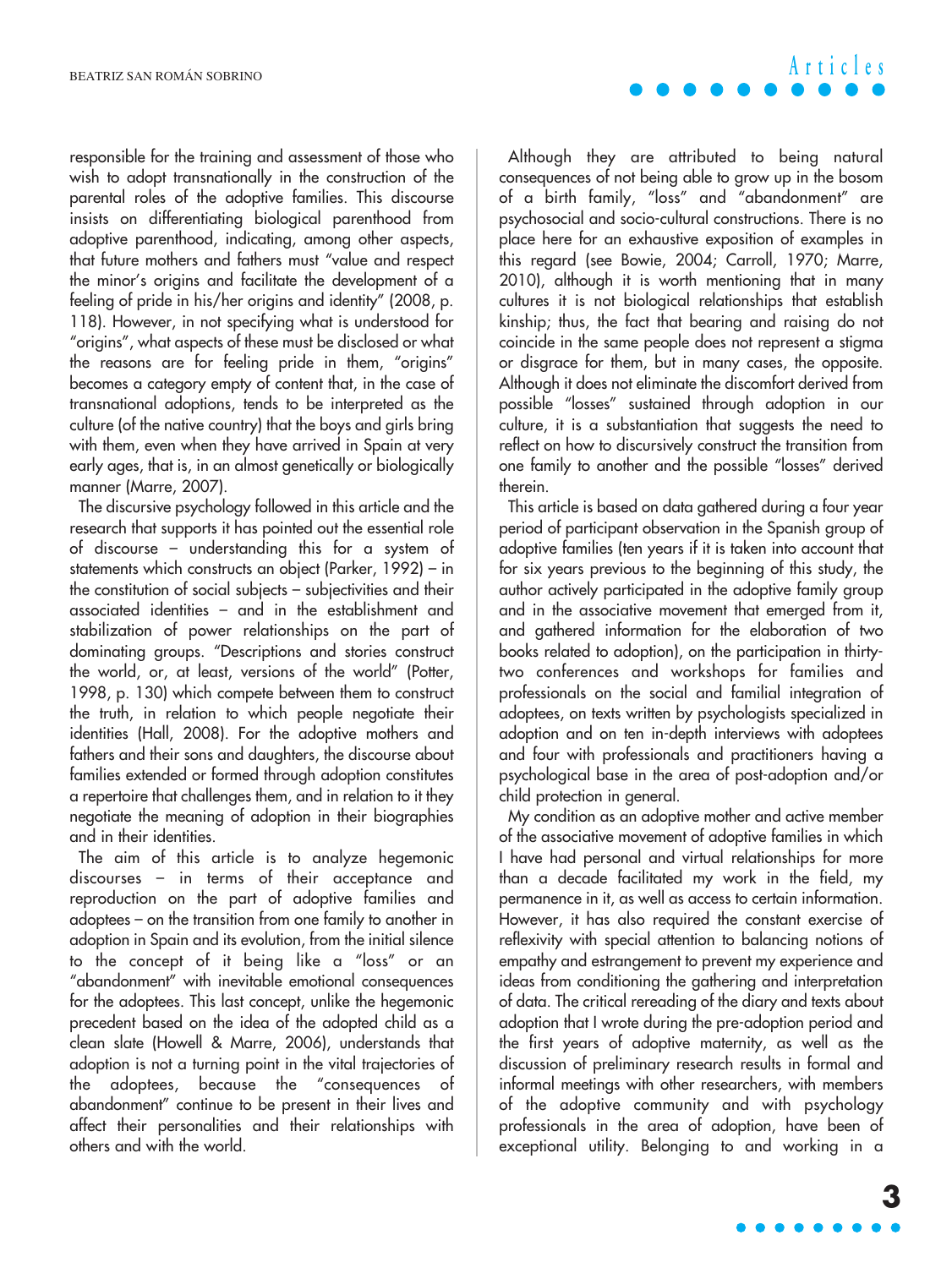responsible for the training and assessment of those who wish to adopt transnationally in the construction of the parental roles of the adoptive families. This discourse insists on differentiating biological parenthood from adoptive parenthood, indicating, among other aspects, that future mothers and fathers must "value and respect the minor's origins and facilitate the development of a feeling of pride in his/her origins and identity" (2008, p. 118). However, in not specifying what is understood for "origins", what aspects of these must be disclosed or what the reasons are for feeling pride in them, "origins" becomes a category empty of content that, in the case of transnational adoptions, tends to be interpreted as the culture (of the native country) that the boys and girls bring with them, even when they have arrived in Spain at very early ages, that is, in an almost genetically or biologically manner (Marre, 2007).

The discursive psychology followed in this article and the research that supports it has pointed out the essential role of discourse – understanding this for a system of statements which constructs an object (Parker, 1992) – in the constitution of social subjects – subjectivities and their associated identities – and in the establishment and stabilization of power relationships on the part of dominating groups. "Descriptions and stories construct the world, or, at least, versions of the world" (Potter, 1998, p. 130) which compete between them to construct the truth, in relation to which people negotiate their identities (Hall, 2008). For the adoptive mothers and fathers and their sons and daughters, the discourse about families extended or formed through adoption constitutes a repertoire that challenges them, and in relation to it they negotiate the meaning of adoption in their biographies and in their identities.

The aim of this article is to analyze hegemonic discourses – in terms of their acceptance and reproduction on the part of adoptive families and adoptees – on the transition from one family to another in adoption in Spain and its evolution, from the initial silence to the concept of it being like a "loss" or an "abandonment" with inevitable emotional consequences for the adoptees. This last concept, unlike the hegemonic precedent based on the idea of the adopted child as a clean slate (Howell & Marre, 2006), understands that adoption is not a turning point in the vital trajectories of the adoptees, because the "consequences of abandonment" continue to be present in their lives and affect their personalities and their relationships with others and with the world.

Although they are attributed to being natural consequences of not being able to grow up in the bosom of a birth family, "loss" and "abandonment" are psychosocial and socio-cultural constructions. There is no place here for an exhaustive exposition of examples in this regard (see Bowie, 2004; Carroll, 1970; Marre, 2010), although it is worth mentioning that in many cultures it is not biological relationships that establish kinship; thus, the fact that bearing and raising do not coincide in the same people does not represent a stigma or disgrace for them, but in many cases, the opposite. Although it does not eliminate the discomfort derived from possible "losses" sustained through adoption in our culture, it is a substantiation that suggests the need to reflect on how to discursively construct the transition from one family to another and the possible "losses" derived therein.

This article is based on data gathered during a four year period of participant observation in the Spanish group of adoptive families (ten years if it is taken into account that for six years previous to the beginning of this study, the author actively participated in the adoptive family group and in the associative movement that emerged from it, and gathered information for the elaboration of two books related to adoption), on the participation in thirty-two conferences and workshops for families and professionals on the social and familial integration of adoptees, on texts written by psychologists specialized in adoption and on ten in-depth interviews with adoptees and four with professionals and practitioners having a psychological base in the area of post-adoption and/or child protection in general.

My condition as an adoptive mother and active member of the associative movement of adoptive families in which I have had personal and virtual relationships for more than a decade facilitated my work in the field, my permanence in it, as well as access to certain information. However, it has also required the constant exercise of reflexivity with special attention to balancing notions of empathy and estrangement to prevent my experience and ideas from conditioning the gathering and interpretation of data. The critical rereading of the diary and texts about adoption that I wrote during the pre-adoption period and the first years of adoptive maternity, as well as the discussion of preliminary research results in formal and informal meetings with other researchers, with members of the adoptive community and with psychology professionals in the area of adoption, have been of exceptional utility. Belonging to and working in a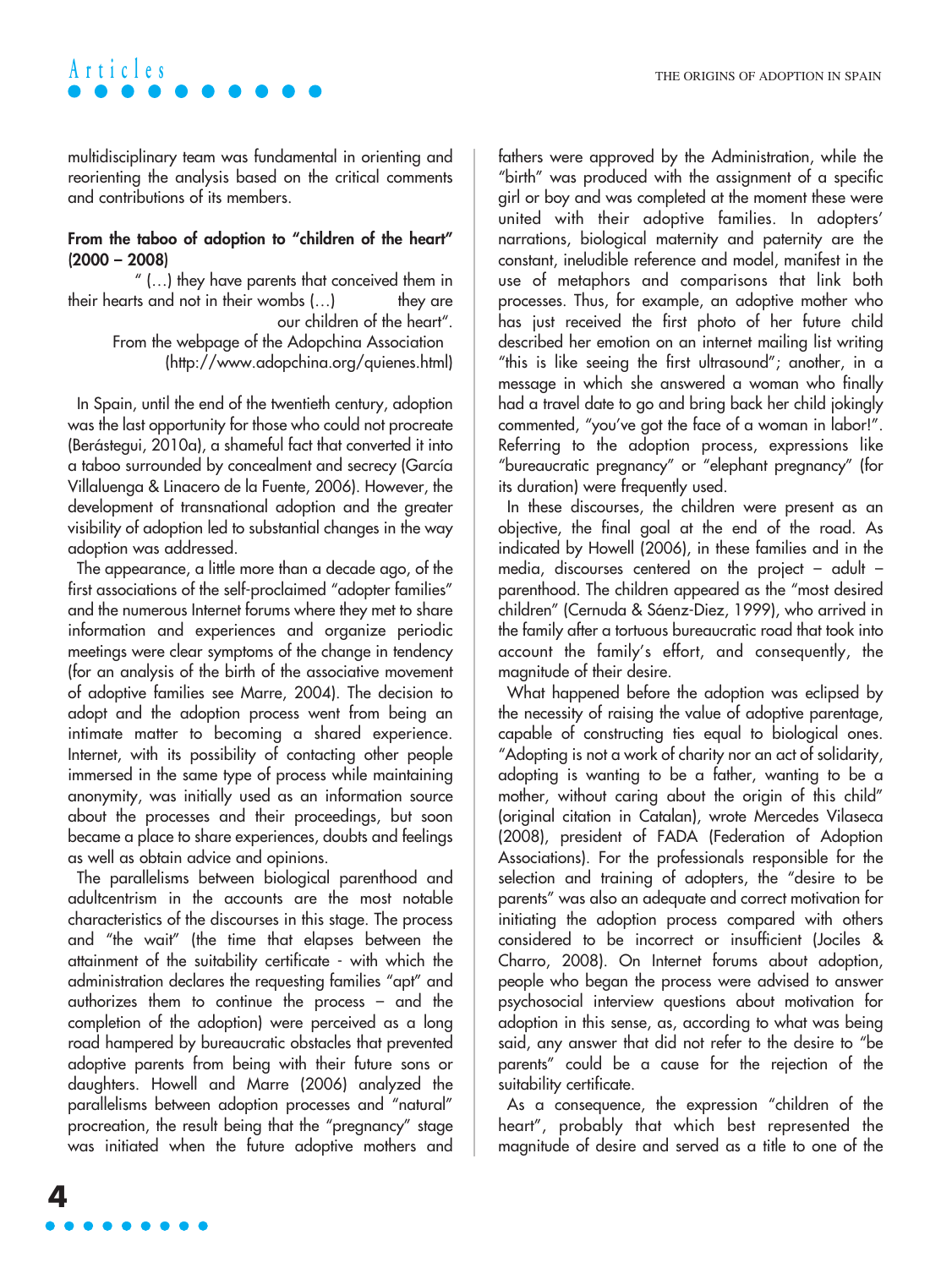multidisciplinary team was fundamental in orienting and reorienting the analysis based on the critical comments and contributions of its members.

### From the taboo of adoption to "children of the heart" (2000 – 2008)

" (…) they have parents that conceived them in their hearts and not in their wombs (…) they are our children of the heart".
From the webpage of the Adopchina Association (http://www.adopchina.org/quienes.html)

In Spain, until the end of the twentieth century, adoption was the last opportunity for those who could not procreate (Berástegui, 2010a), a shameful fact that converted it into a taboo surrounded by concealment and secrecy (García Villaluenga & Linacero de la Fuente, 2006). However, the development of transnational adoption and the greater visibility of adoption led to substantial changes in the way adoption was addressed.

The appearance, a little more than a decade ago, of the first associations of the self-proclaimed "adopter families" and the numerous Internet forums where they met to share information and experiences and organize periodic meetings were clear symptoms of the change in tendency (for an analysis of the birth of the associative movement of adoptive families see Marre, 2004). The decision to adopt and the adoption process went from being an intimate matter to becoming a shared experience. Internet, with its possibility of contacting other people immersed in the same type of process while maintaining anonymity, was initially used as an information source about the processes and their proceedings, but soon became a place to share experiences, doubts and feelings as well as obtain advice and opinions.

The parallelisms between biological parenthood and adultcentrism in the accounts are the most notable characteristics of the discourses in this stage. The process and "the wait" (the time that elapses between the attainment of the suitability certificate - with which the administration declares the requesting families "apt" and authorizes them to continue the process – and the completion of the adoption) were perceived as a long road hampered by bureaucratic obstacles that prevented adoptive parents from being with their future sons or daughters. Howell and Marre (2006) analyzed the parallelisms between adoption processes and "natural" procreation, the result being that the "pregnancy" stage was initiated when the future adoptive mothers and fathers were approved by the Administration, while the "birth" was produced with the assignment of a specific girl or boy and was completed at the moment these were united with their adoptive families. In adopters' narrations, biological maternity and paternity are the constant, ineludible reference and model, manifest in the use of metaphors and comparisons that link both processes. Thus, for example, an adoptive mother who has just received the first photo of her future child described her emotion on an internet mailing list writing "this is like seeing the first ultrasound"; another, in a message in which she answered a woman who finally had a travel date to go and bring back her child jokingly commented, "you've got the face of a woman in labor!". Referring to the adoption process, expressions like "bureaucratic pregnancy" or "elephant pregnancy" (for its duration) were frequently used.

In these discourses, the children were present as an objective, the final goal at the end of the road. As indicated by Howell (2006), in these families and in the media, discourses centered on the project – adult – parenthood. The children appeared as the "most desired children" (Cernuda & Sáenz-Diez, 1999), who arrived in the family after a tortuous bureaucratic road that took into account the family's effort, and consequently, the magnitude of their desire.

What happened before the adoption was eclipsed by the necessity of raising the value of adoptive parentage, capable of constructing ties equal to biological ones. "Adopting is not a work of charity nor an act of solidarity, adopting is wanting to be a father, wanting to be a mother, without caring about the origin of this child" (original citation in Catalan), wrote Mercedes Vilaseca (2008), president of FADA (Federation of Adoption Associations). For the professionals responsible for the selection and training of adopters, the "desire to be parents" was also an adequate and correct motivation for initiating the adoption process compared with others considered to be incorrect or insufficient (Jociles & Charro, 2008). On Internet forums about adoption, people who began the process were advised to answer psychosocial interview questions about motivation for adoption in this sense, as, according to what was being said, any answer that did not refer to the desire to "be parents" could be a cause for the rejection of the suitability certificate.

As a consequence, the expression "children of the heart", probably that which best represented the magnitude of desire and served as a title to one of the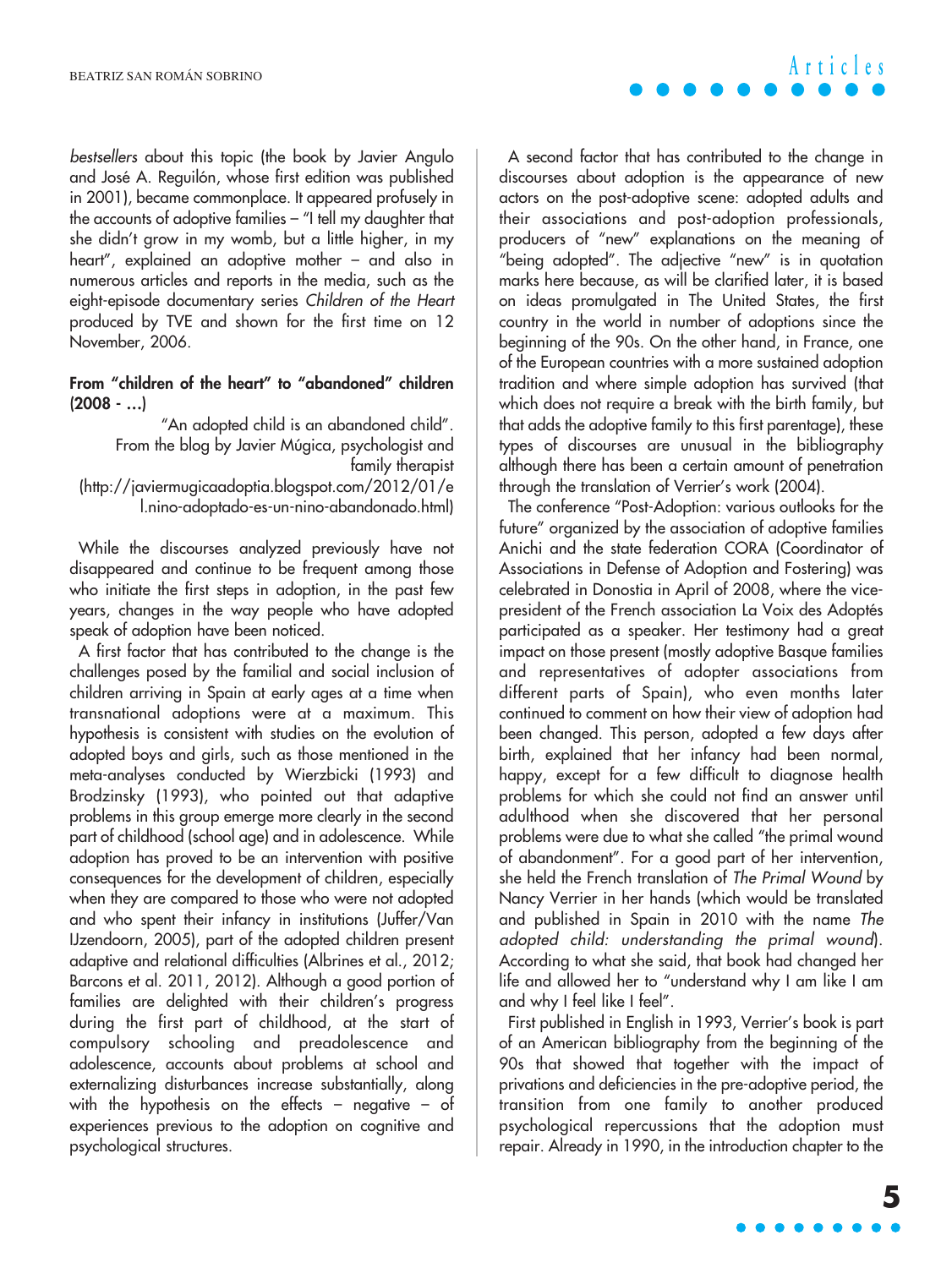*bestsellers* about this topic (the book by Javier Angulo and José A. Reguilón, whose first edition was published in 2001), became commonplace. It appeared profusely in the accounts of adoptive families – "I tell my daughter that she didn't grow in my womb, but a little higher, in my heart", explained an adoptive mother – and also in numerous articles and reports in the media, such as the eight-episode documentary series *Children of the Heart* produced by TVE and shown for the first time on 12 November, 2006.

### From "children of the heart" to "abandoned" children (2008 - …)

"An adopted child is an abandoned child". From the blog by Javier Múgica, psychologist and family therapist (http://javiermugicaadoptia.blogspot.com/2012/01/el.nino-adoptado-es-un-nino-abandonado.html)

While the discourses analyzed previously have not disappeared and continue to be frequent among those who initiate the first steps in adoption, in the past few years, changes in the way people who have adopted speak of adoption have been noticed.

A first factor that has contributed to the change is the challenges posed by the familial and social inclusion of children arriving in Spain at early ages at a time when transnational adoptions were at a maximum. This hypothesis is consistent with studies on the evolution of adopted boys and girls, such as those mentioned in the meta-analyses conducted by Wierzbicki (1993) and Brodzinsky (1993), who pointed out that adaptive problems in this group emerge more clearly in the second part of childhood (school age) and in adolescence. While adoption has proved to be an intervention with positive consequences for the development of children, especially when they are compared to those who were not adopted and who spent their infancy in institutions (Juffer/Van IJzendoorn, 2005), part of the adopted children present adaptive and relational difficulties (Albrines et al., 2012; Barcons et al. 2011, 2012). Although a good portion of families are delighted with their children's progress during the first part of childhood, at the start of compulsory schooling and preadolescence and adolescence, accounts about problems at school and externalizing disturbances increase substantially, along with the hypothesis on the effects – negative – of experiences previous to the adoption on cognitive and psychological structures.

A second factor that has contributed to the change in discourses about adoption is the appearance of new actors on the post-adoptive scene: adopted adults and their associations and post-adoption professionals, producers of "new" explanations on the meaning of "being adopted". The adjective "new" is in quotation marks here because, as will be clarified later, it is based on ideas promulgated in The United States, the first country in the world in number of adoptions since the beginning of the 90s. On the other hand, in France, one of the European countries with a more sustained adoption tradition and where simple adoption has survived (that which does not require a break with the birth family, but that adds the adoptive family to this first parentage), these types of discourses are unusual in the bibliography although there has been a certain amount of penetration through the translation of Verrier's work (2004).

The conference "Post-Adoption: various outlooks for the future" organized by the association of adoptive families Anichi and the state federation CORA (Coordinator of Associations in Defense of Adoption and Fostering) was celebrated in Donostia in April of 2008, where the vice-president of the French association La Voix des Adoptés participated as a speaker. Her testimony had a great impact on those present (mostly adoptive Basque families and representatives of adopter associations from different parts of Spain), who even months later continued to comment on how their view of adoption had been changed. This person, adopted a few days after birth, explained that her infancy had been normal, happy, except for a few difficult to diagnose health problems for which she could not find an answer until adulthood when she discovered that her personal problems were due to what she called "the primal wound of abandonment". For a good part of her intervention, she held the French translation of *The Primal Wound* by Nancy Verrier in her hands (which would be translated and published in Spain in 2010 with the name *The adopted child: understanding the primal wound*). According to what she said, that book had changed her life and allowed her to "understand why I am like I am and why I feel like I feel".

First published in English in 1993, Verrier's book is part of an American bibliography from the beginning of the 90s that showed that together with the impact of privations and deficiencies in the pre-adoptive period, the transition from one family to another produced psychological repercussions that the adoption must repair. Already in 1990, in the introduction chapter to the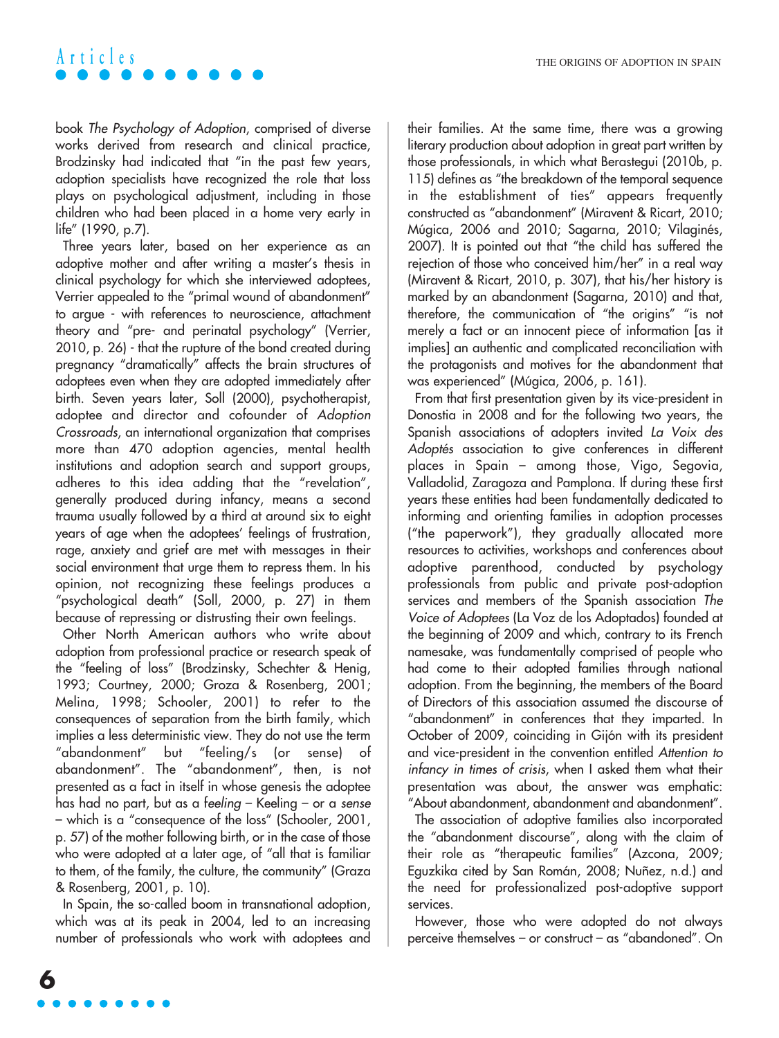book *The Psychology of Adoption*, comprised of diverse works derived from research and clinical practice, Brodzinsky had indicated that "in the past few years, adoption specialists have recognized the role that loss plays on psychological adjustment, including in those children who had been placed in a home very early in life" (1990, p.7).

Three years later, based on her experience as an adoptive mother and after writing a master's thesis in clinical psychology for which she interviewed adoptees, Verrier appealed to the "primal wound of abandonment" to argue - with references to neuroscience, attachment theory and "pre- and perinatal psychology" (Verrier, 2010, p. 26) - that the rupture of the bond created during pregnancy "dramatically" affects the brain structures of adoptees even when they are adopted immediately after birth. Seven years later, Soll (2000), psychotherapist, adoptee and director and cofounder of *Adoption Crossroads*, an international organization that comprises more than 470 adoption agencies, mental health institutions and adoption search and support groups, adheres to this idea adding that the "revelation", generally produced during infancy, means a second trauma usually followed by a third at around six to eight years of age when the adoptees' feelings of frustration, rage, anxiety and grief are met with messages in their social environment that urge them to repress them. In his opinion, not recognizing these feelings produces a "psychological death" (Soll, 2000, p. 27) in them because of repressing or distrusting their own feelings.

Other North American authors who write about adoption from professional practice or research speak of the "feeling of loss" (Brodzinsky, Schechter & Henig, 1993; Courtney, 2000; Groza & Rosenberg, 2001; Melina, 1998; Schooler, 2001) to refer to the consequences of separation from the birth family, which implies a less deterministic view. They do not use the term "abandonment" but "feeling/s (or sense) of abandonment". The "abandonment", then, is not presented as a fact in itself in whose genesis the adoptee has had no part, but as a *feeling* – Keeling – or a *sense* – which is a "consequence of the loss" (Schooler, 2001, p. 57) of the mother following birth, or in the case of those who were adopted at a later age, of "all that is familiar to them, of the family, the culture, the community" (Graza & Rosenberg, 2001, p. 10).

In Spain, the so-called boom in transnational adoption, which was at its peak in 2004, led to an increasing number of professionals who work with adoptees and their families. At the same time, there was a growing literary production about adoption in great part written by those professionals, in which what Berastegui (2010b, p. 115) defines as "the breakdown of the temporal sequence in the establishment of ties" appears frequently constructed as "abandonment" (Miravent & Ricart, 2010; Múgica, 2006 and 2010; Sagarna, 2010; Vilaginés, 2007). It is pointed out that "the child has suffered the rejection of those who conceived him/her" in a real way (Miravent & Ricart, 2010, p. 307), that his/her history is marked by an abandonment (Sagarna, 2010) and that, therefore, the communication of "the origins" "is not merely a fact or an innocent piece of information [as it implies] an authentic and complicated reconciliation with the protagonists and motives for the abandonment that was experienced" (Múgica, 2006, p. 161).

From that first presentation given by its vice-president in Donostia in 2008 and for the following two years, the Spanish associations of adopters invited *La Voix des Adoptés* association to give conferences in different places in Spain – among those, Vigo, Segovia, Valladolid, Zaragoza and Pamplona. If during these first years these entities had been fundamentally dedicated to informing and orienting families in adoption processes ("the paperwork"), they gradually allocated more resources to activities, workshops and conferences about adoptive parenthood, conducted by psychology professionals from public and private post-adoption services and members of the Spanish association *The Voice of Adoptees* (La Voz de los Adoptados) founded at the beginning of 2009 and which, contrary to its French namesake, was fundamentally comprised of people who had come to their adopted families through national adoption. From the beginning, the members of the Board of Directors of this association assumed the discourse of "abandonment" in conferences that they imparted. In October of 2009, coinciding in Gijón with its president and vice-president in the convention entitled *Attention to infancy in times of crisis*, when I asked them what their presentation was about, the answer was emphatic: "About abandonment, abandonment and abandonment".

The association of adoptive families also incorporated the "abandonment discourse", along with the claim of their role as "therapeutic families" (Azcona, 2009; Eguzkika cited by San Román, 2008; Nuñez, n.d.) and the need for professionalized post-adoptive support services.

However, those who were adopted do not always perceive themselves – or construct – as "abandoned". On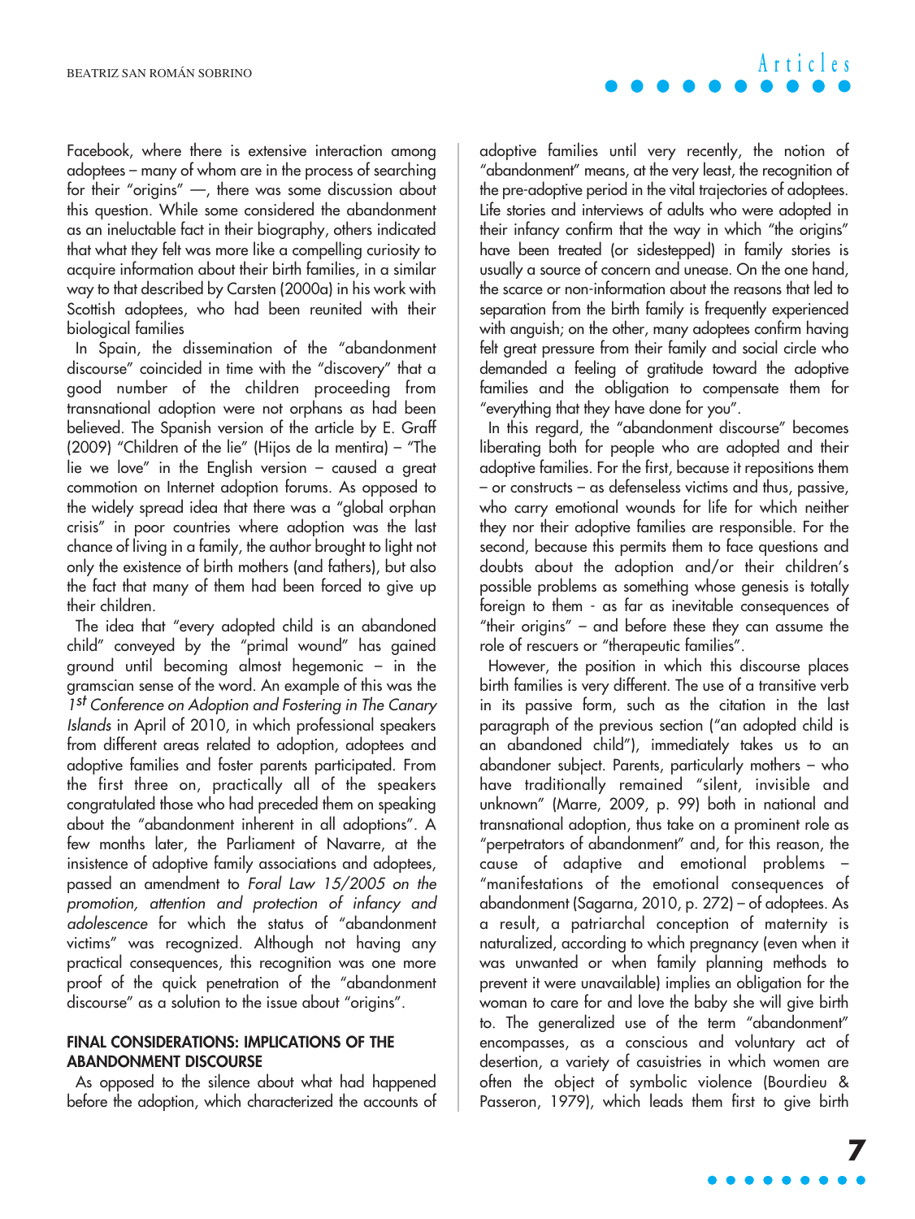Facebook, where there is extensive interaction among adoptees – many of whom are in the process of searching for their "origins" —, there was some discussion about this question. While some considered the abandonment as an ineluctable fact in their biography, others indicated that what they felt was more like a compelling curiosity to acquire information about their birth families, in a similar way to that described by Carsten (2000a) in his work with Scottish adoptees, who had been reunited with their biological families

In Spain, the dissemination of the "abandonment discourse" coincided in time with the "discovery" that a good number of the children proceeding from transnational adoption were not orphans as had been believed. The Spanish version of the article by E. Graff (2009) "Children of the lie" (Hijos de la mentira) – "The lie we love" in the English version – caused a great commotion on Internet adoption forums. As opposed to the widely spread idea that there was a "global orphan crisis" in poor countries where adoption was the last chance of living in a family, the author brought to light not only the existence of birth mothers (and fathers), but also the fact that many of them had been forced to give up their children.

The idea that "every adopted child is an abandoned child" conveyed by the "primal wound" has gained ground until becoming almost hegemonic – in the gramscian sense of the word. An example of this was the *1st Conference on Adoption and Fostering in The Canary Islands* in April of 2010, in which professional speakers from different areas related to adoption, adoptees and adoptive families and foster parents participated. From the first three on, practically all of the speakers congratulated those who had preceded them on speaking about the "abandonment inherent in all adoptions". A few months later, the Parliament of Navarre, at the insistence of adoptive family associations and adoptees, passed an amendment to *Foral Law 15/2005 on the promotion, attention and protection of infancy and adolescence* for which the status of "abandonment victims" was recognized. Although not having any practical consequences, this recognition was one more proof of the quick penetration of the "abandonment discourse" as a solution to the issue about "origins".

## FINAL CONSIDERATIONS: IMPLICATIONS OF THE ABANDONMENT DISCOURSE

As opposed to the silence about what had happened before the adoption, which characterized the accounts of adoptive families until very recently, the notion of "abandonment" means, at the very least, the recognition of the pre-adoptive period in the vital trajectories of adoptees. Life stories and interviews of adults who were adopted in their infancy confirm that the way in which "the origins" have been treated (or sidestepped) in family stories is usually a source of concern and unease. On the one hand, the scarce or non-information about the reasons that led to separation from the birth family is frequently experienced with anguish; on the other, many adoptees confirm having felt great pressure from their family and social circle who demanded a feeling of gratitude toward the adoptive families and the obligation to compensate them for "everything that they have done for you".

In this regard, the "abandonment discourse" becomes liberating both for people who are adopted and their adoptive families. For the first, because it repositions them – or constructs – as defenseless victims and thus, passive, who carry emotional wounds for life for which neither they nor their adoptive families are responsible. For the second, because this permits them to face questions and doubts about the adoption and/or their children's possible problems as something whose genesis is totally foreign to them - as far as inevitable consequences of "their origins" – and before these they can assume the role of rescuers or "therapeutic families".

However, the position in which this discourse places birth families is very different. The use of a transitive verb in its passive form, such as the citation in the last paragraph of the previous section ("an adopted child is an abandoned child"), immediately takes us to an abandoner subject. Parents, particularly mothers – who have traditionally remained "silent, invisible and unknown" (Marre, 2009, p. 99) both in national and transnational adoption, thus take on a prominent role as "perpetrators of abandonment" and, for this reason, the cause of adaptive and emotional problems – "manifestations of the emotional consequences of abandonment (Sagarna, 2010, p. 272) – of adoptees. As a result, a patriarchal conception of maternity is naturalized, according to which pregnancy (even when it was unwanted or when family planning methods to prevent it were unavailable) implies an obligation for the woman to care for and love the baby she will give birth to. The generalized use of the term "abandonment" encompasses, as a conscious and voluntary act of desertion, a variety of casuistries in which women are often the object of symbolic violence (Bourdieu & Passeron, 1979), which leads them first to give birth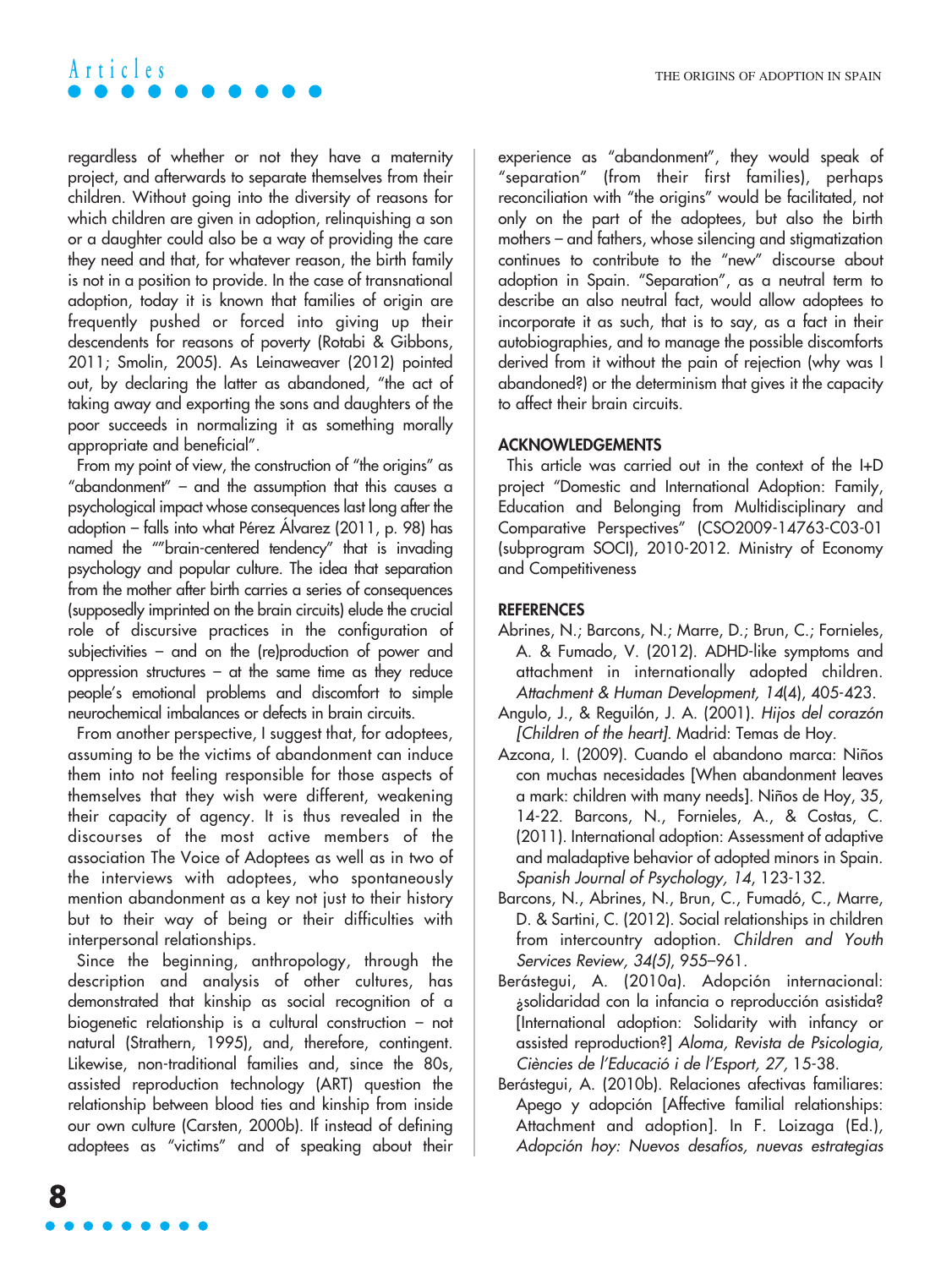regardless of whether or not they have a maternity project, and afterwards to separate themselves from their children. Without going into the diversity of reasons for which children are given in adoption, relinquishing a son or a daughter could also be a way of providing the care they need and that, for whatever reason, the birth family is not in a position to provide. In the case of transnational adoption, today it is known that families of origin are frequently pushed or forced into giving up their descendents for reasons of poverty (Rotabi & Gibbons, 2011; Smolin, 2005). As Leinaweaver (2012) pointed out, by declaring the latter as abandoned, "the act of taking away and exporting the sons and daughters of the poor succeeds in normalizing it as something morally appropriate and beneficial".

From my point of view, the construction of "the origins" as "abandonment" – and the assumption that this causes a psychological impact whose consequences last long after the adoption – falls into what Pérez Álvarez (2011, p. 98) has named the ""brain-centered tendency" that is invading psychology and popular culture. The idea that separation from the mother after birth carries a series of consequences (supposedly imprinted on the brain circuits) elude the crucial role of discursive practices in the configuration of subjectivities – and on the (re)production of power and oppression structures – at the same time as they reduce people's emotional problems and discomfort to simple neurochemical imbalances or defects in brain circuits.

From another perspective, I suggest that, for adoptees, assuming to be the victims of abandonment can induce them into not feeling responsible for those aspects of themselves that they wish were different, weakening their capacity of agency. It is thus revealed in the discourses of the most active members of the association The Voice of Adoptees as well as in two of the interviews with adoptees, who spontaneously mention abandonment as a key not just to their history but to their way of being or their difficulties with interpersonal relationships.

Since the beginning, anthropology, through the description and analysis of other cultures, has demonstrated that kinship as social recognition of a biogenetic relationship is a cultural construction – not natural (Strathern, 1995), and, therefore, contingent. Likewise, non-traditional families and, since the 80s, assisted reproduction technology (ART) question the relationship between blood ties and kinship from inside our own culture (Carsten, 2000b). If instead of defining adoptees as "victims" and of speaking about their experience as "abandonment", they would speak of "separation" (from their first families), perhaps reconciliation with "the origins" would be facilitated, not only on the part of the adoptees, but also the birth mothers – and fathers, whose silencing and stigmatization continues to contribute to the "new" discourse about adoption in Spain. "Separation", as a neutral term to describe an also neutral fact, would allow adoptees to incorporate it as such, that is to say, as a fact in their autobiographies, and to manage the possible discomforts derived from it without the pain of rejection (why was I abandoned?) or the determinism that gives it the capacity to affect their brain circuits.

## ACKNOWLEDGEMENTS

This article was carried out in the context of the I+D project "Domestic and International Adoption: Family, Education and Belonging from Multidisciplinary and Comparative Perspectives" (CSO2009-14763-C03-01 (subprogram SOCI), 2010-2012. Ministry of Economy and Competitiveness

## REFERENCES

Abrines, N.; Barcons, N.; Marre, D.; Brun, C.; Fornieles, A. & Fumado, V. (2012). ADHD-like symptoms and attachment in internationally adopted children. *Attachment & Human Development, 14*(4), 405-423.

Angulo, J., & Reguilón, J. A. (2001). *Hijos del corazón [Children of the heart].* Madrid: Temas de Hoy.

Azcona, I. (2009). Cuando el abandono marca: Niños con muchas necesidades [When abandonment leaves a mark: children with many needs]. Niños de Hoy, 35, 14-22.

Barcons, N., Fornieles, A., & Costas, C. (2011). International adoption: Assessment of adaptive and maladaptive behavior of adopted minors in Spain. *Spanish Journal of Psychology, 14,* 123-132.

Barcons, N., Abrines, N., Brun, C., Fumadó, C., Marre, D. & Sartini, C. (2012). Social relationships in children from intercountry adoption. *Children and Youth Services Review, 34(5),* 955–961.

Berástegui, A. (2010a). Adopción internacional: ¿solidaridad con la infancia o reproducción asistida? [International adoption: Solidarity with infancy or assisted reproduction?] *Aloma, Revista de Psicologia, Ciències de l'Educació i de l'Esport, 27,* 15-38.

Berástegui, A. (2010b). Relaciones afectivas familiares: Apego y adopción [Affective familial relationships: Attachment and adoption]. In F. Loizaga (Ed.), *Adopción hoy: Nuevos desafíos, nuevas estrategias*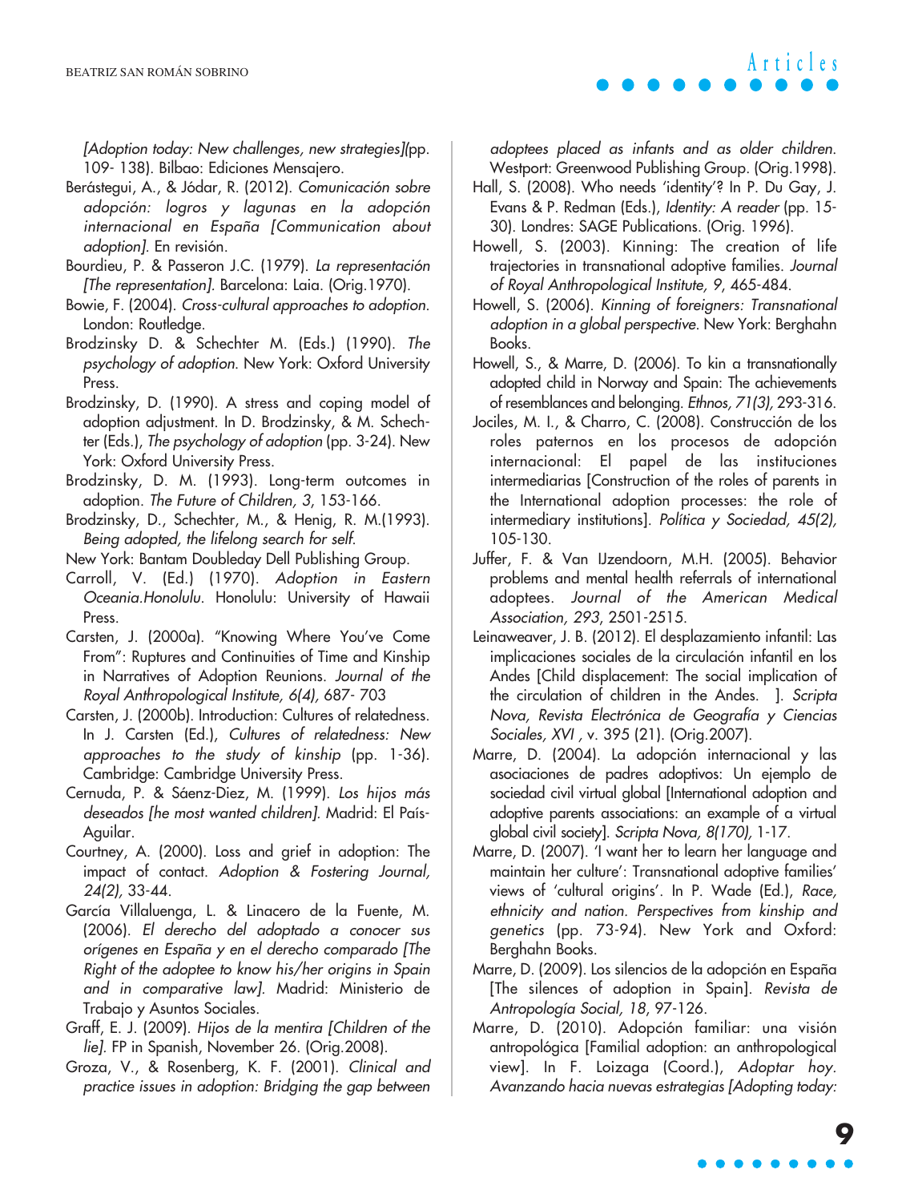[Adoption today: New challenges, new strategies](pp. 109- 138). Bilbao: Ediciones Mensajero.

Berástegui, A., & Jódar, R. (2012). *Comunicación sobre adopción: logros y lagunas en la adopción internacional en España [Communication about adoption]*. En revisión.

Bourdieu, P. & Passeron J.C. (1979). *La representación [The representation]*. Barcelona: Laia. (Orig.1970).

Bowie, F. (2004). *Cross-cultural approaches to adoption*. London: Routledge.

Brodzinsky D. & Schechter M. (Eds.) (1990). *The psychology of adoption*. New York: Oxford University Press.

Brodzinsky, D. (1990). A stress and coping model of adoption adjustment. In D. Brodzinsky, & M. Schechter (Eds.), *The psychology of adoption* (pp. 3-24). New York: Oxford University Press.

Brodzinsky, D. M. (1993). Long-term outcomes in adoption. *The Future of Children, 3*, 153-166.

Brodzinsky, D., Schechter, M., & Henig, R. M.(1993). *Being adopted, the lifelong search for self*.

New York: Bantam Doubleday Dell Publishing Group.

Carroll, V. (Ed.) (1970). *Adoption in Eastern Oceania.Honolulu*. Honolulu: University of Hawaii Press.

Carsten, J. (2000a). "Knowing Where You've Come From": Ruptures and Continuities of Time and Kinship in Narratives of Adoption Reunions. *Journal of the Royal Anthropological Institute, 6(4),* 687- 703

Carsten, J. (2000b). Introduction: Cultures of relatedness. In J. Carsten (Ed.), *Cultures of relatedness: New approaches to the study of kinship* (pp. 1-36). Cambridge: Cambridge University Press.

Cernuda, P. & Sáenz-Diez, M. (1999). *Los hijos más deseados [he most wanted children]*. Madrid: El País-Aguilar.

Courtney, A. (2000). Loss and grief in adoption: The impact of contact. *Adoption & Fostering Journal, 24(2),* 33-44.

García Villaluenga, L. & Linacero de la Fuente, M. (2006). *El derecho del adoptado a conocer sus orígenes en España y en el derecho comparado [The Right of the adoptee to know his/her origins in Spain and in comparative law]*. Madrid: Ministerio de Trabajo y Asuntos Sociales.

Graff, E. J. (2009). *Hijos de la mentira [Children of the lie]*. FP in Spanish, November 26. (Orig.2008).

Groza, V., & Rosenberg, K. F. (2001). *Clinical and practice issues in adoption: Bridging the gap between adoptees placed as infants and as older children*. Westport: Greenwood Publishing Group. (Orig.1998).

Hall, S. (2008). Who needs 'identity'? In P. Du Gay, J. Evans & P. Redman (Eds.), *Identity: A reader* (pp. 15-30). Londres: SAGE Publications. (Orig. 1996).

Howell, S. (2003). Kinning: The creation of life trajectories in transnational adoptive families. *Journal of Royal Anthropological Institute, 9*, 465-484.

Howell, S. (2006). *Kinning of foreigners: Transnational adoption in a global perspective*. New York: Berghahn Books.

Howell, S., & Marre, D. (2006). To kin a transnationally adopted child in Norway and Spain: The achievements of resemblances and belonging. *Ethnos, 71(3),* 293-316.

Jociles, M. I., & Charro, C. (2008). Construcción de los roles paternos en los procesos de adopción internacional: El papel de las instituciones intermediarias [Construction of the roles of parents in the International adoption processes: the role of intermediary institutions]. *Política y Sociedad, 45(2),* 105-130.

Juffer, F. & Van IJzendoorn, M.H. (2005). Behavior problems and mental health referrals of international adoptees. *Journal of the American Medical Association, 293*, 2501-2515.

Leinaweaver, J. B. (2012). El desplazamiento infantil: Las implicaciones sociales de la circulación infantil en los Andes [Child displacement: The social implication of the circulation of children in the Andes. ]. *Scripta Nova, Revista Electrónica de Geografía y Ciencias Sociales, XVI* , v. 395 (21). (Orig.2007).

Marre, D. (2004). La adopción internacional y las asociaciones de padres adoptivos: Un ejemplo de sociedad civil virtual global [International adoption and adoptive parents associations: an example of a virtual global civil society]. *Scripta Nova, 8(170),* 1-17.

Marre, D. (2007). 'I want her to learn her language and maintain her culture': Transnational adoptive families' views of 'cultural origins'. In P. Wade (Ed.), *Race, ethnicity and nation. Perspectives from kinship and genetics* (pp. 73-94). New York and Oxford: Berghahn Books.

Marre, D. (2009). Los silencios de la adopción en España [The silences of adoption in Spain]. *Revista de Antropología Social, 18*, 97-126.

Marre, D. (2010). Adopción familiar: una visión antropológica [Familial adoption: an anthropological view]. In F. Loizaga (Coord.), *Adoptar hoy. Avanzando hacia nuevas estrategias [Adopting today:*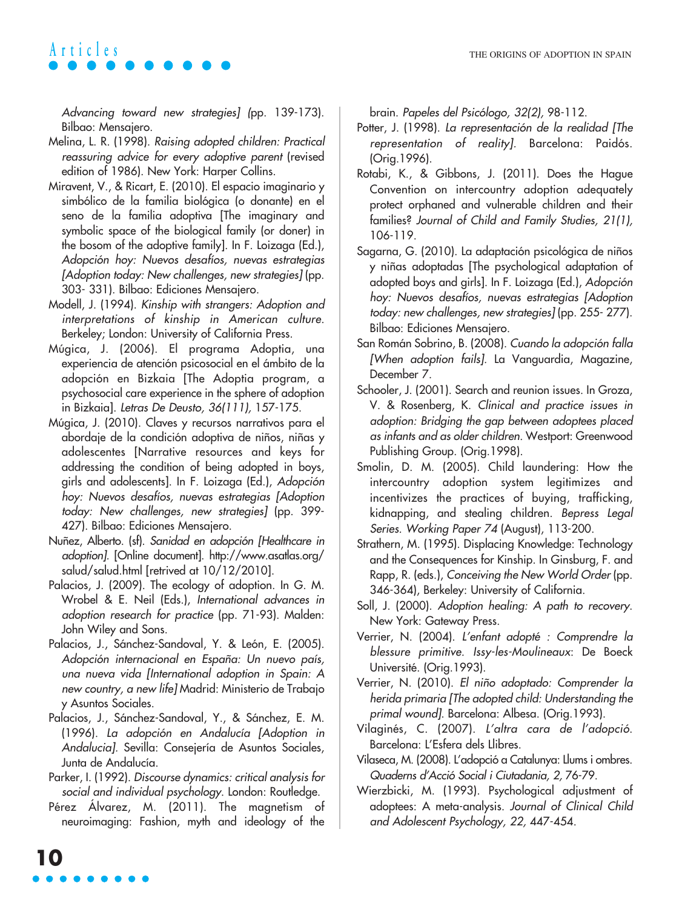*Advancing toward new strategies] (*pp. 139-173). Bilbao: Mensajero.

Melina, L. R. (1998). *Raising adopted children: Practical reassuring advice for every adoptive parent* (revised edition of 1986). New York: Harper Collins.

Miravent, V., & Ricart, E. (2010). El espacio imaginario y simbólico de la familia biológica (o donante) en el seno de la familia adoptiva [The imaginary and symbolic space of the biological family (or doner) in the bosom of the adoptive family]. In F. Loizaga (Ed.), *Adopción hoy: Nuevos desafíos, nuevas estrategias [Adoption today: New challenges, new strategies]* (pp. 303- 331). Bilbao: Ediciones Mensajero.

Modell, J. (1994). *Kinship with strangers: Adoption and interpretations of kinship in American culture*. Berkeley; London: University of California Press.

Múgica, J. (2006). El programa Adoptia, una experiencia de atención psicosocial en el ámbito de la adopción en Bizkaia [The Adoptia program, a psychosocial care experience in the sphere of adoption in Bizkaia]. *Letras De Deusto, 36(111),* 157-175.

Múgica, J. (2010). Claves y recursos narrativos para el abordaje de la condición adoptiva de niños, niñas y adolescentes [Narrative resources and keys for addressing the condition of being adopted in boys, girls and adolescents]. In F. Loizaga (Ed.), *Adopción hoy: Nuevos desafíos, nuevas estrategias [Adoption today: New challenges, new strategies]* (pp. 399- 427). Bilbao: Ediciones Mensajero.

Nuñez, Alberto. (sf). *Sanidad en adopción [Healthcare in adoption]*. [Online document]. http://www.asatlas.org/salud/salud.html [retrived at 10/12/2010].

Palacios, J. (2009). The ecology of adoption. In G. M. Wrobel & E. Neil (Eds.), *International advances in adoption research for practice* (pp. 71-93). Malden: John Wiley and Sons.

Palacios, J., Sánchez-Sandoval, Y. & León, E. (2005). *Adopción internacional en España: Un nuevo país, una nueva vida [International adoption in Spain: A new country, a new life]* Madrid: Ministerio de Trabajo y Asuntos Sociales.

Palacios, J., Sánchez-Sandoval, Y., & Sánchez, E. M. (1996). *La adopción en Andalucía [Adoption in Andalucia]*. Sevilla: Consejería de Asuntos Sociales, Junta de Andalucía.

Parker, I. (1992). *Discourse dynamics: critical analysis for social and individual psychology*. London: Routledge.

Pérez Álvarez, M. (2011). The magnetism of neuroimaging: Fashion, myth and ideology of the brain. *Papeles del Psicólogo, 32(2),* 98-112.

Potter, J. (1998). *La representación de la realidad [The representation of reality]*. Barcelona: Paidós. (Orig.1996).

Rotabi, K., & Gibbons, J. (2011). Does the Hague Convention on intercountry adoption adequately protect orphaned and vulnerable children and their families? *Journal of Child and Family Studies, 21(1),* 106-119.

Sagarna, G. (2010). La adaptación psicológica de niños y niñas adoptadas [The psychological adaptation of adopted boys and girls]. In F. Loizaga (Ed.), *Adopción hoy: Nuevos desafíos, nuevas estrategias [Adoption today: new challenges, new strategies]* (pp. 255- 277). Bilbao: Ediciones Mensajero.

San Román Sobrino, B. (2008). *Cuando la adopción falla [When adoption fails]*. La Vanguardia, Magazine, December 7.

Schooler, J. (2001). Search and reunion issues. In Groza, V. & Rosenberg, K. *Clinical and practice issues in adoption: Bridging the gap between adoptees placed as infants and as older children*. Westport: Greenwood Publishing Group. (Orig.1998).

Smolin, D. M. (2005). Child laundering: How the intercountry adoption system legitimizes and incentivizes the practices of buying, trafficking, kidnapping, and stealing children. *Bepress Legal Series. Working Paper 74* (August), 113-200.

Strathern, M. (1995). Displacing Knowledge: Technology and the Consequences for Kinship. In Ginsburg, F. and Rapp, R. (eds.), *Conceiving the New World Order* (pp. 346-364), Berkeley: University of California.

Soll, J. (2000). *Adoption healing: A path to recovery*. New York: Gateway Press.

Verrier, N. (2004). *L'enfant adopté : Comprendre la blessure primitive. Issy-les-Moulineaux*: De Boeck Université. (Orig.1993).

Verrier, N. (2010). *El niño adoptado: Comprender la herida primaria [The adopted child: Understanding the primal wound]*. Barcelona: Albesa. (Orig.1993).

Vilaginés, C. (2007). *L'altra cara de l'adopció*. Barcelona: L'Esfera dels Llibres.

Vilaseca, M. (2008). L'adopció a Catalunya: Llums i ombres. *Quaderns d'Acció Social i Ciutadania, 2,* 76-79.

Wierzbicki, M. (1993). Psychological adjustment of adoptees: A meta-analysis. *Journal of Clinical Child and Adolescent Psychology, 22,* 447-454.